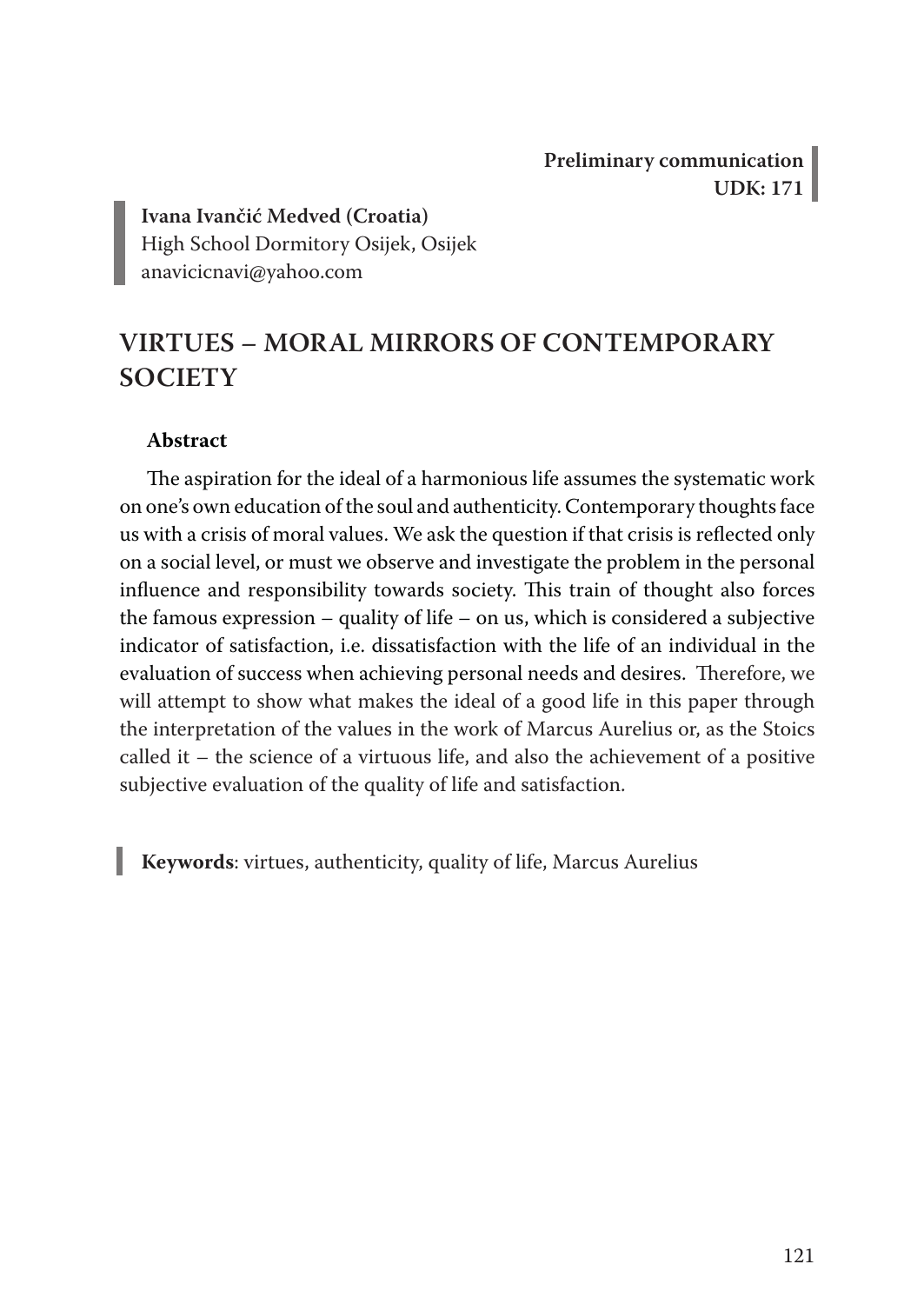**Preliminary communication**
**UDK: 171**

**Ivana Ivančić Medved (Croatia)**
High School Dormitory Osijek, Osijek
anavicicnavi@yahoo.com

# VIRTUES – MORAL MIRRORS OF CONTEMPORARY SOCIETY

### Abstract

The aspiration for the ideal of a harmonious life assumes the systematic work on one's own education of the soul and authenticity. Contemporary thoughts face us with a crisis of moral values. We ask the question if that crisis is reflected only on a social level, or must we observe and investigate the problem in the personal influence and responsibility towards society. This train of thought also forces the famous expression – quality of life – on us, which is considered a subjective indicator of satisfaction, i.e. dissatisfaction with the life of an individual in the evaluation of success when achieving personal needs and desires. Therefore, we will attempt to show what makes the ideal of a good life in this paper through the interpretation of the values in the work of Marcus Aurelius or, as the Stoics called it – the science of a virtuous life, and also the achievement of a positive subjective evaluation of the quality of life and satisfaction.

**Keywords**: virtues, authenticity, quality of life, Marcus Aurelius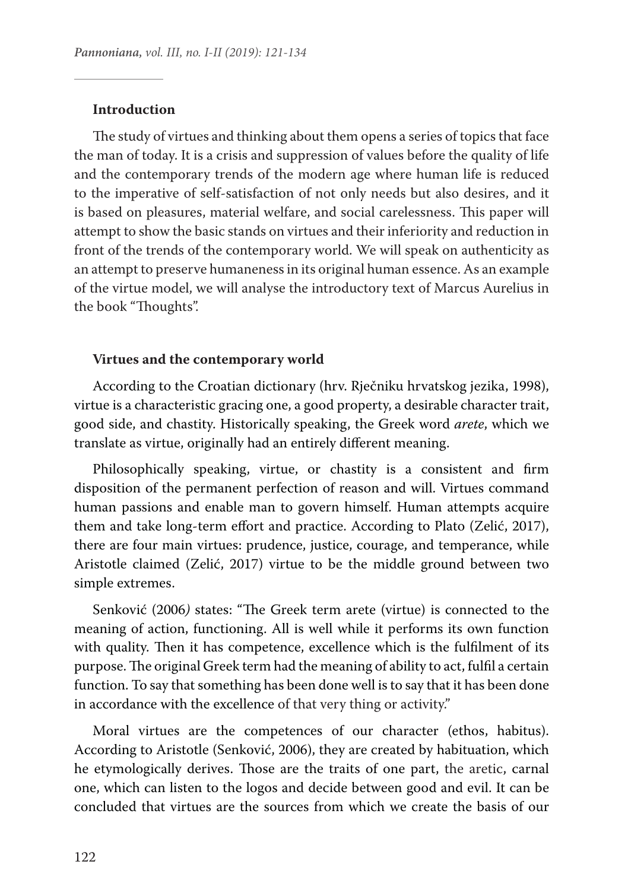## Introduction

The study of virtues and thinking about them opens a series of topics that face the man of today. It is a crisis and suppression of values before the quality of life and the contemporary trends of the modern age where human life is reduced to the imperative of self-satisfaction of not only needs but also desires, and it is based on pleasures, material welfare, and social carelessness. This paper will attempt to show the basic stands on virtues and their inferiority and reduction in front of the trends of the contemporary world. We will speak on authenticity as an attempt to preserve humaneness in its original human essence. As an example of the virtue model, we will analyse the introductory text of Marcus Aurelius in the book "Thoughts".

## Virtues and the contemporary world

According to the Croatian dictionary (hrv. Rječniku hrvatskog jezika, 1998), virtue is a characteristic gracing one, a good property, a desirable character trait, good side, and chastity. Historically speaking, the Greek word *arete*, which we translate as virtue, originally had an entirely different meaning.

Philosophically speaking, virtue, or chastity is a consistent and firm disposition of the permanent perfection of reason and will. Virtues command human passions and enable man to govern himself. Human attempts acquire them and take long-term effort and practice. According to Plato (Zelić, 2017), there are four main virtues: prudence, justice, courage, and temperance, while Aristotle claimed (Zelić, 2017) virtue to be the middle ground between two simple extremes.

Senković (2006*)* states: "The Greek term arete (virtue) is connected to the meaning of action, functioning. All is well while it performs its own function with quality. Then it has competence, excellence which is the fulfilment of its purpose. The original Greek term had the meaning of ability to act, fulfil a certain function. To say that something has been done well is to say that it has been done in accordance with the excellence of that very thing or activity."

Moral virtues are the competences of our character (ethos, habitus). According to Aristotle (Senković, 2006), they are created by habituation, which he etymologically derives. Those are the traits of one part, the aretic, carnal one, which can listen to the logos and decide between good and evil. It can be concluded that virtues are the sources from which we create the basis of our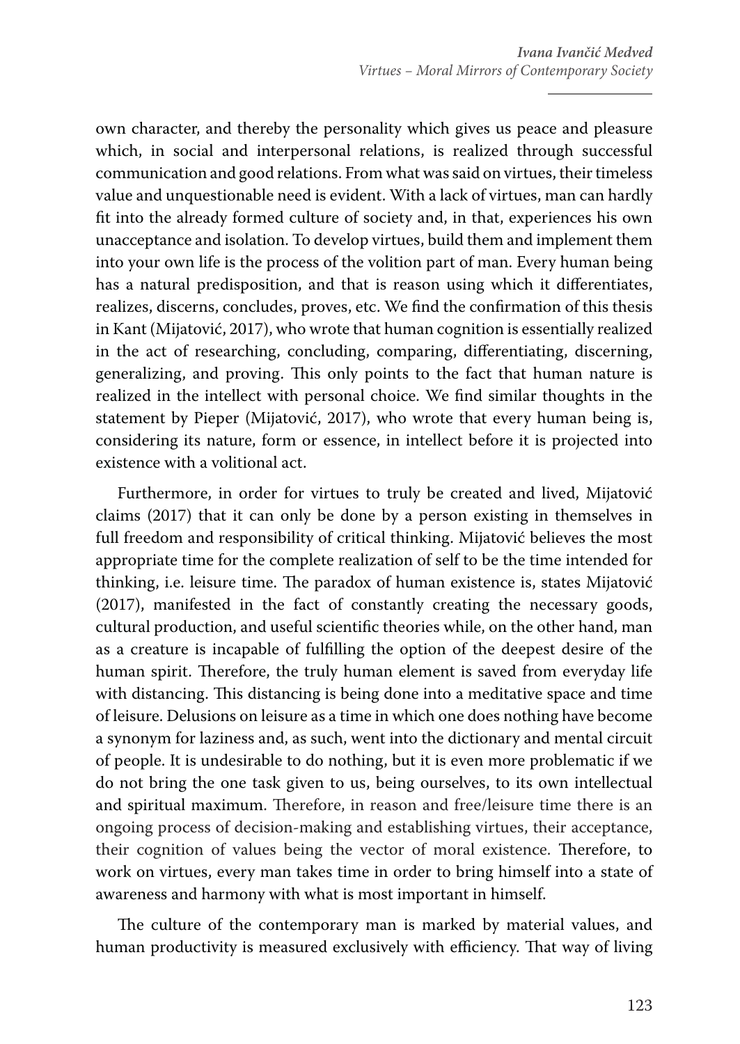own character, and thereby the personality which gives us peace and pleasure which, in social and interpersonal relations, is realized through successful communication and good relations. From what was said on virtues, their timeless value and unquestionable need is evident. With a lack of virtues, man can hardly fit into the already formed culture of society and, in that, experiences his own unacceptance and isolation. To develop virtues, build them and implement them into your own life is the process of the volition part of man. Every human being has a natural predisposition, and that is reason using which it differentiates, realizes, discerns, concludes, proves, etc. We find the confirmation of this thesis in Kant (Mijatović, 2017), who wrote that human cognition is essentially realized in the act of researching, concluding, comparing, differentiating, discerning, generalizing, and proving. This only points to the fact that human nature is realized in the intellect with personal choice. We find similar thoughts in the statement by Pieper (Mijatović, 2017), who wrote that every human being is, considering its nature, form or essence, in intellect before it is projected into existence with a volitional act.

Furthermore, in order for virtues to truly be created and lived, Mijatović claims (2017) that it can only be done by a person existing in themselves in full freedom and responsibility of critical thinking. Mijatović believes the most appropriate time for the complete realization of self to be the time intended for thinking, i.e. leisure time. The paradox of human existence is, states Mijatović (2017), manifested in the fact of constantly creating the necessary goods, cultural production, and useful scientific theories while, on the other hand, man as a creature is incapable of fulfilling the option of the deepest desire of the human spirit. Therefore, the truly human element is saved from everyday life with distancing. This distancing is being done into a meditative space and time of leisure. Delusions on leisure as a time in which one does nothing have become a synonym for laziness and, as such, went into the dictionary and mental circuit of people. It is undesirable to do nothing, but it is even more problematic if we do not bring the one task given to us, being ourselves, to its own intellectual and spiritual maximum. Therefore, in reason and free/leisure time there is an ongoing process of decision-making and establishing virtues, their acceptance, their cognition of values being the vector of moral existence. Therefore, to work on virtues, every man takes time in order to bring himself into a state of awareness and harmony with what is most important in himself.

The culture of the contemporary man is marked by material values, and human productivity is measured exclusively with efficiency. That way of living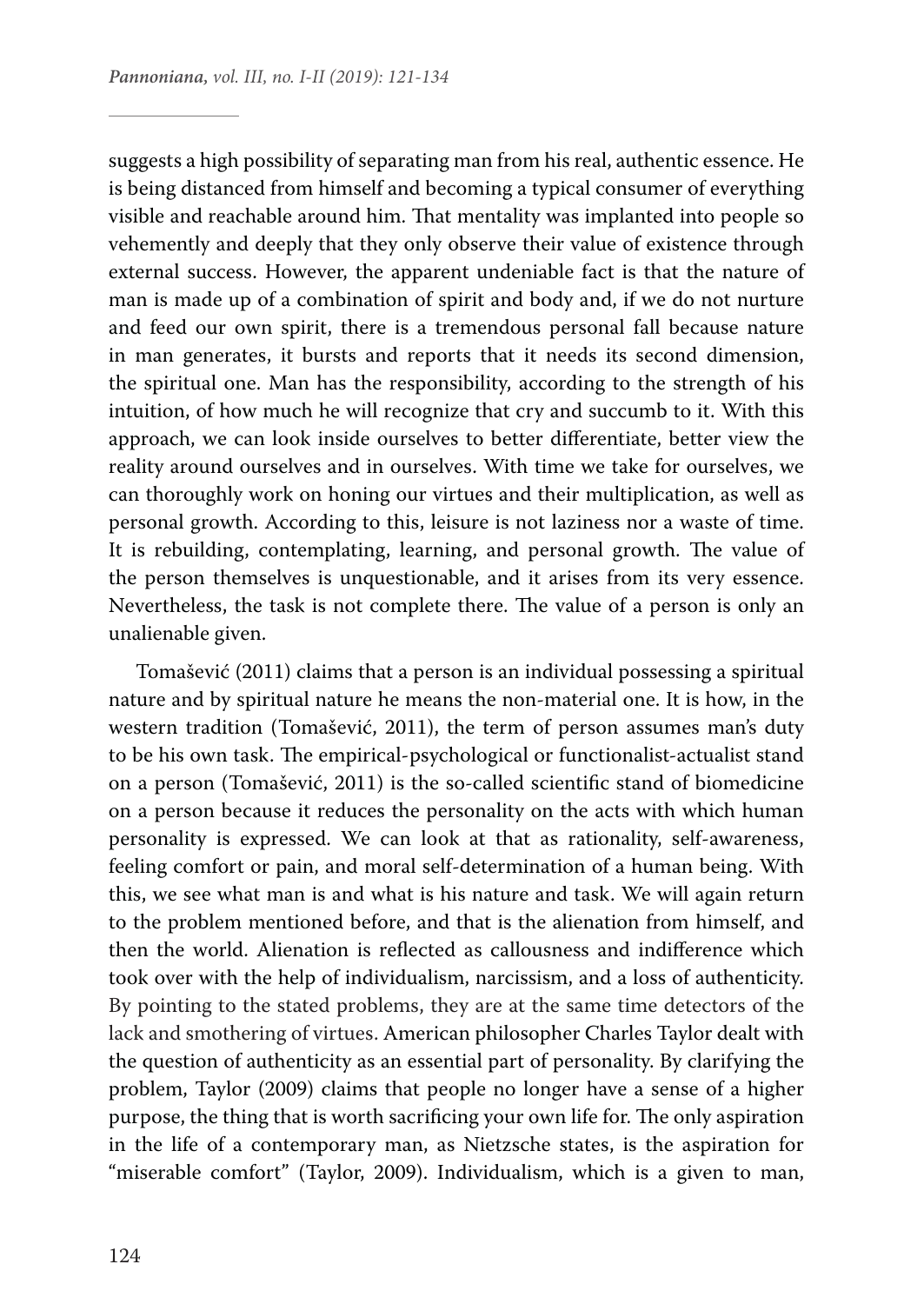suggests a high possibility of separating man from his real, authentic essence. He is being distanced from himself and becoming a typical consumer of everything visible and reachable around him. That mentality was implanted into people so vehemently and deeply that they only observe their value of existence through external success. However, the apparent undeniable fact is that the nature of man is made up of a combination of spirit and body and, if we do not nurture and feed our own spirit, there is a tremendous personal fall because nature in man generates, it bursts and reports that it needs its second dimension, the spiritual one. Man has the responsibility, according to the strength of his intuition, of how much he will recognize that cry and succumb to it. With this approach, we can look inside ourselves to better differentiate, better view the reality around ourselves and in ourselves. With time we take for ourselves, we can thoroughly work on honing our virtues and their multiplication, as well as personal growth. According to this, leisure is not laziness nor a waste of time. It is rebuilding, contemplating, learning, and personal growth. The value of the person themselves is unquestionable, and it arises from its very essence. Nevertheless, the task is not complete there. The value of a person is only an unalienable given.

Tomašević (2011) claims that a person is an individual possessing a spiritual nature and by spiritual nature he means the non-material one. It is how, in the western tradition (Tomašević, 2011), the term of person assumes man's duty to be his own task. The empirical-psychological or functionalist-actualist stand on a person (Tomašević, 2011) is the so-called scientific stand of biomedicine on a person because it reduces the personality on the acts with which human personality is expressed. We can look at that as rationality, self-awareness, feeling comfort or pain, and moral self-determination of a human being. With this, we see what man is and what is his nature and task. We will again return to the problem mentioned before, and that is the alienation from himself, and then the world. Alienation is reflected as callousness and indifference which took over with the help of individualism, narcissism, and a loss of authenticity. By pointing to the stated problems, they are at the same time detectors of the lack and smothering of virtues. American philosopher Charles Taylor dealt with the question of authenticity as an essential part of personality. By clarifying the problem, Taylor (2009) claims that people no longer have a sense of a higher purpose, the thing that is worth sacrificing your own life for. The only aspiration in the life of a contemporary man, as Nietzsche states, is the aspiration for "miserable comfort" (Taylor, 2009). Individualism, which is a given to man,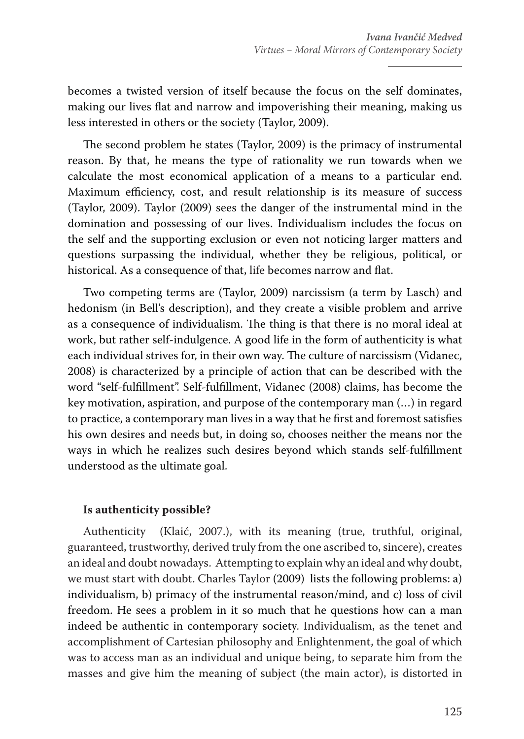becomes a twisted version of itself because the focus on the self dominates, making our lives flat and narrow and impoverishing their meaning, making us less interested in others or the society (Taylor, 2009).

The second problem he states (Taylor, 2009) is the primacy of instrumental reason. By that, he means the type of rationality we run towards when we calculate the most economical application of a means to a particular end. Maximum efficiency, cost, and result relationship is its measure of success (Taylor, 2009). Taylor (2009) sees the danger of the instrumental mind in the domination and possessing of our lives. Individualism includes the focus on the self and the supporting exclusion or even not noticing larger matters and questions surpassing the individual, whether they be religious, political, or historical. As a consequence of that, life becomes narrow and flat.

Two competing terms are (Taylor, 2009) narcissism (a term by Lasch) and hedonism (in Bell's description), and they create a visible problem and arrive as a consequence of individualism. The thing is that there is no moral ideal at work, but rather self-indulgence. A good life in the form of authenticity is what each individual strives for, in their own way. The culture of narcissism (Vidanec, 2008) is characterized by a principle of action that can be described with the word "self-fulfillment". Self-fulfillment, Vidanec (2008) claims, has become the key motivation, aspiration, and purpose of the contemporary man (…) in regard to practice, a contemporary man lives in a way that he first and foremost satisfies his own desires and needs but, in doing so, chooses neither the means nor the ways in which he realizes such desires beyond which stands self-fulfillment understood as the ultimate goal.

### Is authenticity possible?

Authenticity (Klaić, 2007.), with its meaning (true, truthful, original, guaranteed, trustworthy, derived truly from the one ascribed to, sincere), creates an ideal and doubt nowadays. Attempting to explain why an ideal and why doubt, we must start with doubt. Charles Taylor (2009) lists the following problems: a) individualism, b) primacy of the instrumental reason/mind, and c) loss of civil freedom. He sees a problem in it so much that he questions how can a man indeed be authentic in contemporary society. Individualism, as the tenet and accomplishment of Cartesian philosophy and Enlightenment, the goal of which was to access man as an individual and unique being, to separate him from the masses and give him the meaning of subject (the main actor), is distorted in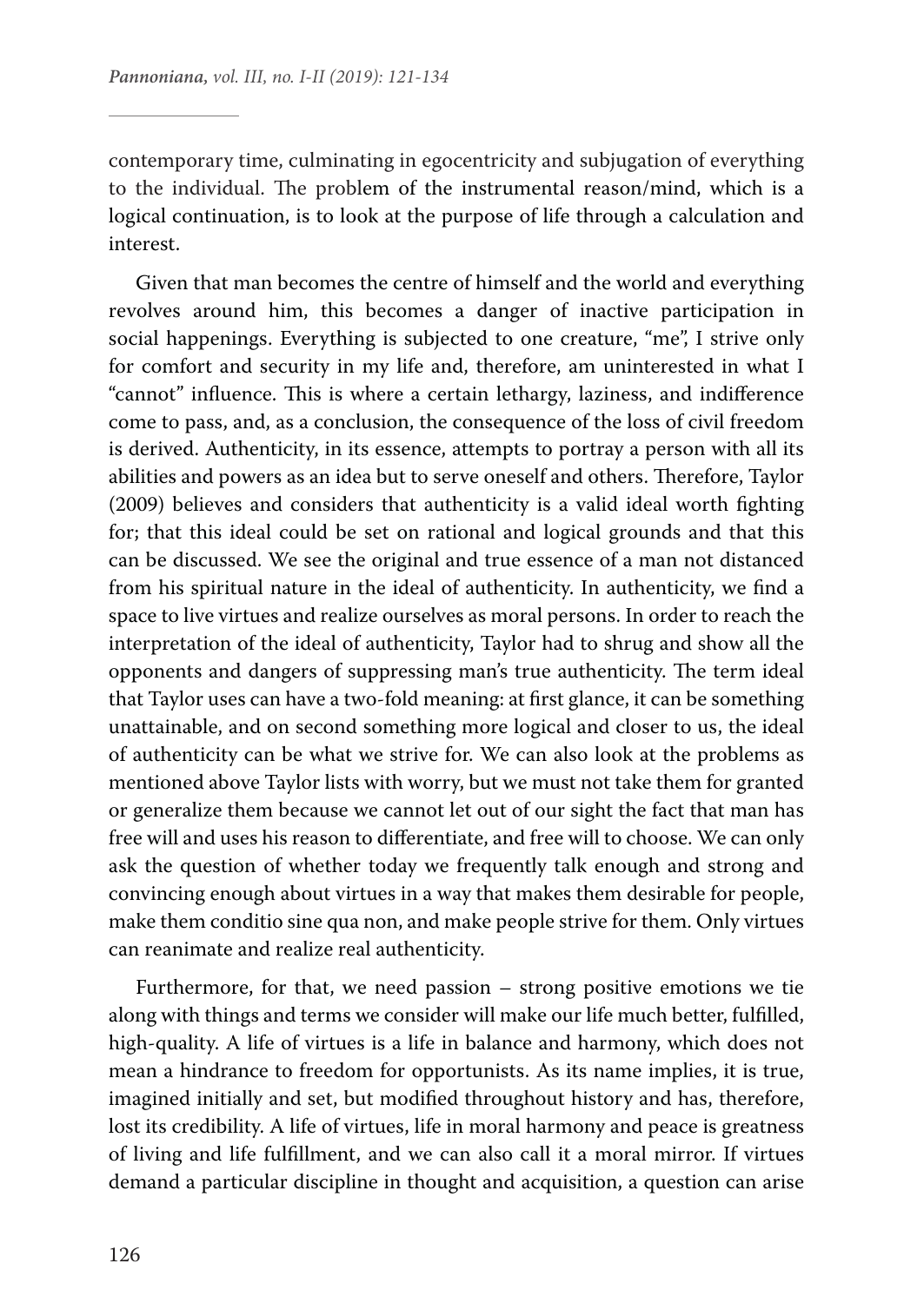contemporary time, culminating in egocentricity and subjugation of everything to the individual. The problem of the instrumental reason/mind, which is a logical continuation, is to look at the purpose of life through a calculation and interest.

Given that man becomes the centre of himself and the world and everything revolves around him, this becomes a danger of inactive participation in social happenings. Everything is subjected to one creature, "me", I strive only for comfort and security in my life and, therefore, am uninterested in what I "cannot" influence. This is where a certain lethargy, laziness, and indifference come to pass, and, as a conclusion, the consequence of the loss of civil freedom is derived. Authenticity, in its essence, attempts to portray a person with all its abilities and powers as an idea but to serve oneself and others. Therefore, Taylor (2009) believes and considers that authenticity is a valid ideal worth fighting for; that this ideal could be set on rational and logical grounds and that this can be discussed. We see the original and true essence of a man not distanced from his spiritual nature in the ideal of authenticity. In authenticity, we find a space to live virtues and realize ourselves as moral persons. In order to reach the interpretation of the ideal of authenticity, Taylor had to shrug and show all the opponents and dangers of suppressing man's true authenticity. The term ideal that Taylor uses can have a two-fold meaning: at first glance, it can be something unattainable, and on second something more logical and closer to us, the ideal of authenticity can be what we strive for. We can also look at the problems as mentioned above Taylor lists with worry, but we must not take them for granted or generalize them because we cannot let out of our sight the fact that man has free will and uses his reason to differentiate, and free will to choose. We can only ask the question of whether today we frequently talk enough and strong and convincing enough about virtues in a way that makes them desirable for people, make them conditio sine qua non, and make people strive for them. Only virtues can reanimate and realize real authenticity.

Furthermore, for that, we need passion – strong positive emotions we tie along with things and terms we consider will make our life much better, fulfilled, high-quality. A life of virtues is a life in balance and harmony, which does not mean a hindrance to freedom for opportunists. As its name implies, it is true, imagined initially and set, but modified throughout history and has, therefore, lost its credibility. A life of virtues, life in moral harmony and peace is greatness of living and life fulfillment, and we can also call it a moral mirror. If virtues demand a particular discipline in thought and acquisition, a question can arise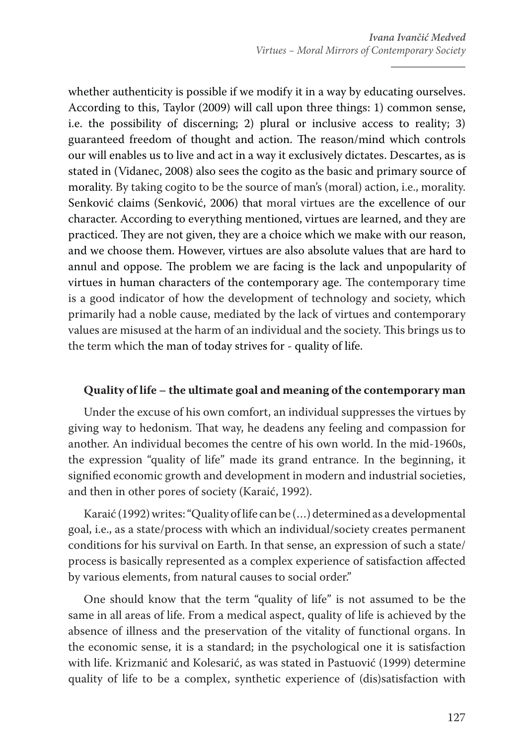whether authenticity is possible if we modify it in a way by educating ourselves. According to this, Taylor (2009) will call upon three things: 1) common sense, i.e. the possibility of discerning; 2) plural or inclusive access to reality; 3) guaranteed freedom of thought and action. The reason/mind which controls our will enables us to live and act in a way it exclusively dictates. Descartes, as is stated in (Vidanec, 2008) also sees the cogito as the basic and primary source of morality. By taking cogito to be the source of man's (moral) action, i.e., morality. Senković claims (Senković, 2006) that moral virtues are the excellence of our character. According to everything mentioned, virtues are learned, and they are practiced. They are not given, they are a choice which we make with our reason, and we choose them. However, virtues are also absolute values that are hard to annul and oppose. The problem we are facing is the lack and unpopularity of virtues in human characters of the contemporary age. The contemporary time is a good indicator of how the development of technology and society, which primarily had a noble cause, mediated by the lack of virtues and contemporary values are misused at the harm of an individual and the society. This brings us to the term which the man of today strives for - quality of life.

## Quality of life – the ultimate goal and meaning of the contemporary man

Under the excuse of his own comfort, an individual suppresses the virtues by giving way to hedonism. That way, he deadens any feeling and compassion for another. An individual becomes the centre of his own world. In the mid-1960s, the expression "quality of life" made its grand entrance. In the beginning, it signified economic growth and development in modern and industrial societies, and then in other pores of society (Karaić, 1992).

Karaić (1992) writes: "Quality of life can be (…) determined as a developmental goal, i.e., as a state/process with which an individual/society creates permanent conditions for his survival on Earth. In that sense, an expression of such a state/process is basically represented as a complex experience of satisfaction affected by various elements, from natural causes to social order."

One should know that the term "quality of life" is not assumed to be the same in all areas of life. From a medical aspect, quality of life is achieved by the absence of illness and the preservation of the vitality of functional organs. In the economic sense, it is a standard; in the psychological one it is satisfaction with life. Krizmanić and Kolesarić, as was stated in Pastuović (1999) determine quality of life to be a complex, synthetic experience of (dis)satisfaction with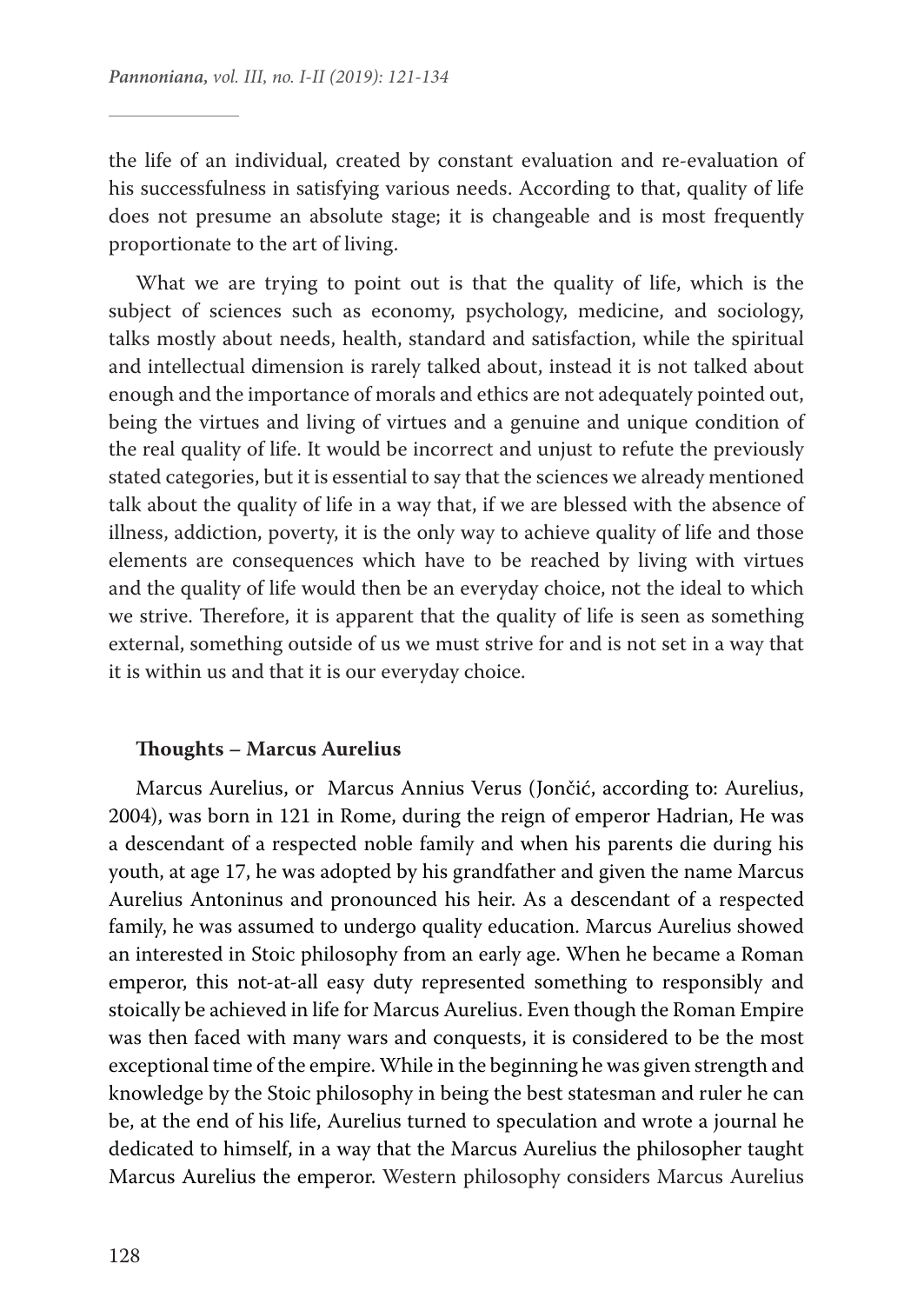the life of an individual, created by constant evaluation and re-evaluation of his successfulness in satisfying various needs. According to that, quality of life does not presume an absolute stage; it is changeable and is most frequently proportionate to the art of living.

What we are trying to point out is that the quality of life, which is the subject of sciences such as economy, psychology, medicine, and sociology, talks mostly about needs, health, standard and satisfaction, while the spiritual and intellectual dimension is rarely talked about, instead it is not talked about enough and the importance of morals and ethics are not adequately pointed out, being the virtues and living of virtues and a genuine and unique condition of the real quality of life. It would be incorrect and unjust to refute the previously stated categories, but it is essential to say that the sciences we already mentioned talk about the quality of life in a way that, if we are blessed with the absence of illness, addiction, poverty, it is the only way to achieve quality of life and those elements are consequences which have to be reached by living with virtues and the quality of life would then be an everyday choice, not the ideal to which we strive. Therefore, it is apparent that the quality of life is seen as something external, something outside of us we must strive for and is not set in a way that it is within us and that it is our everyday choice.

**Thoughts – Marcus Aurelius**

Marcus Aurelius, or Marcus Annius Verus (Jončić, according to: Aurelius, 2004), was born in 121 in Rome, during the reign of emperor Hadrian, He was a descendant of a respected noble family and when his parents die during his youth, at age 17, he was adopted by his grandfather and given the name Marcus Aurelius Antoninus and pronounced his heir. As a descendant of a respected family, he was assumed to undergo quality education. Marcus Aurelius showed an interested in Stoic philosophy from an early age. When he became a Roman emperor, this not-at-all easy duty represented something to responsibly and stoically be achieved in life for Marcus Aurelius. Even though the Roman Empire was then faced with many wars and conquests, it is considered to be the most exceptional time of the empire. While in the beginning he was given strength and knowledge by the Stoic philosophy in being the best statesman and ruler he can be, at the end of his life, Aurelius turned to speculation and wrote a journal he dedicated to himself, in a way that the Marcus Aurelius the philosopher taught Marcus Aurelius the emperor. Western philosophy considers Marcus Aurelius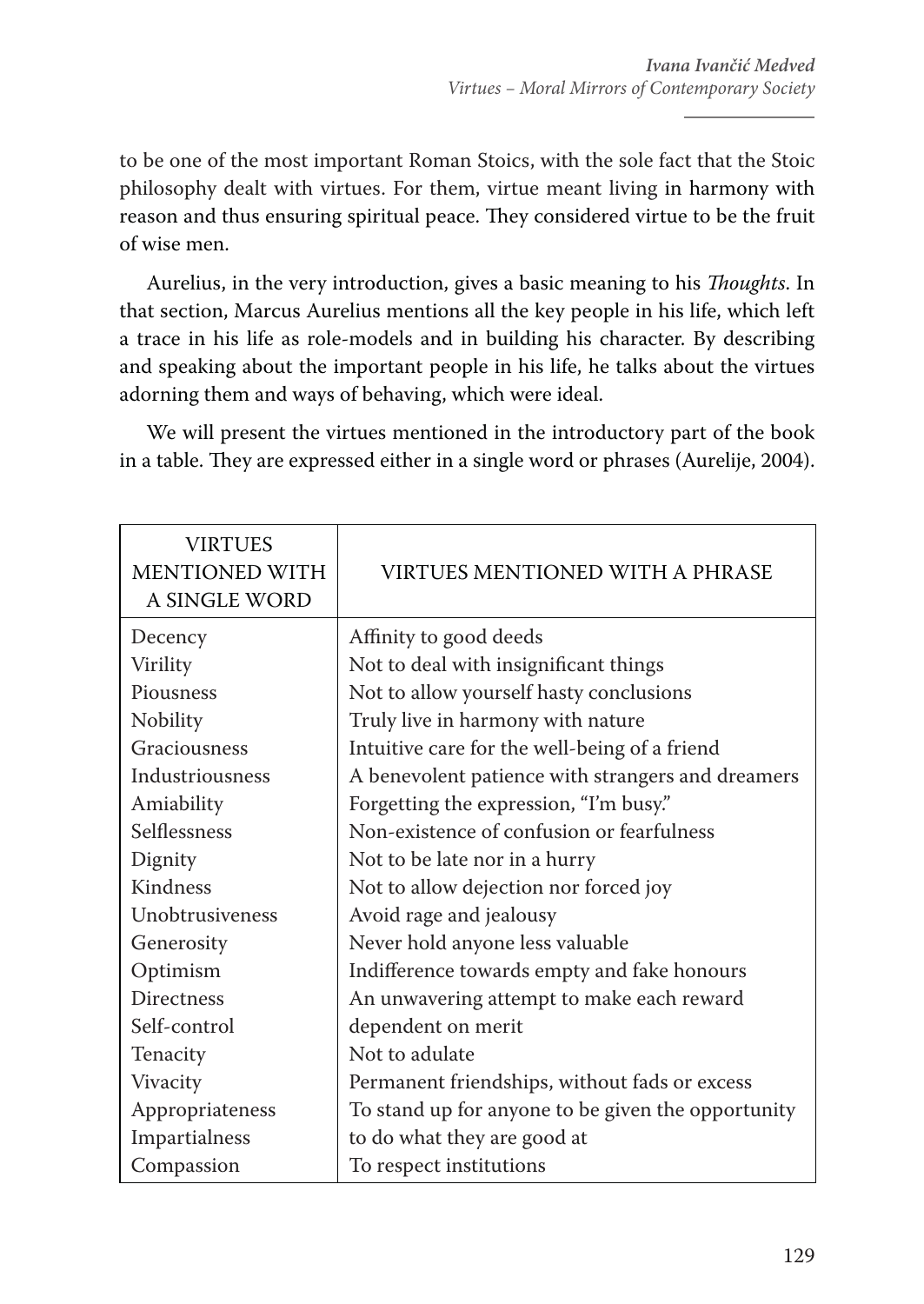to be one of the most important Roman Stoics, with the sole fact that the Stoic philosophy dealt with virtues. For them, virtue meant living in harmony with reason and thus ensuring spiritual peace. They considered virtue to be the fruit of wise men.

Aurelius, in the very introduction, gives a basic meaning to his *Thoughts*. In that section, Marcus Aurelius mentions all the key people in his life, which left a trace in his life as role-models and in building his character. By describing and speaking about the important people in his life, he talks about the virtues adorning them and ways of behaving, which were ideal.

We will present the virtues mentioned in the introductory part of the book in a table. They are expressed either in a single word or phrases (Aurelije, 2004).

| VIRTUES MENTIONED WITH A SINGLE WORD | VIRTUES MENTIONED WITH A PHRASE |
|---|---|
| Decency | Affinity to good deeds |
| Virility | Not to deal with insignificant things |
| Piousness | Not to allow yourself hasty conclusions |
| Nobility | Truly live in harmony with nature |
| Graciousness | Intuitive care for the well-being of a friend |
| Industriousness | A benevolent patience with strangers and dreamers |
| Amiability | Forgetting the expression, "I'm busy." |
| Selflessness | Non-existence of confusion or fearfulness |
| Dignity | Not to be late nor in a hurry |
| Kindness | Not to allow dejection nor forced joy |
| Unobtrusiveness | Avoid rage and jealousy |
| Generosity | Never hold anyone less valuable |
| Optimism | Indifference towards empty and fake honours |
| Directness | An unwavering attempt to make each reward |
| Self-control | dependent on merit |
| Tenacity | Not to adulate |
| Vivacity | Permanent friendships, without fads or excess |
| Appropriateness | To stand up for anyone to be given the opportunity |
| Impartialness | to do what they are good at |
| Compassion | To respect institutions |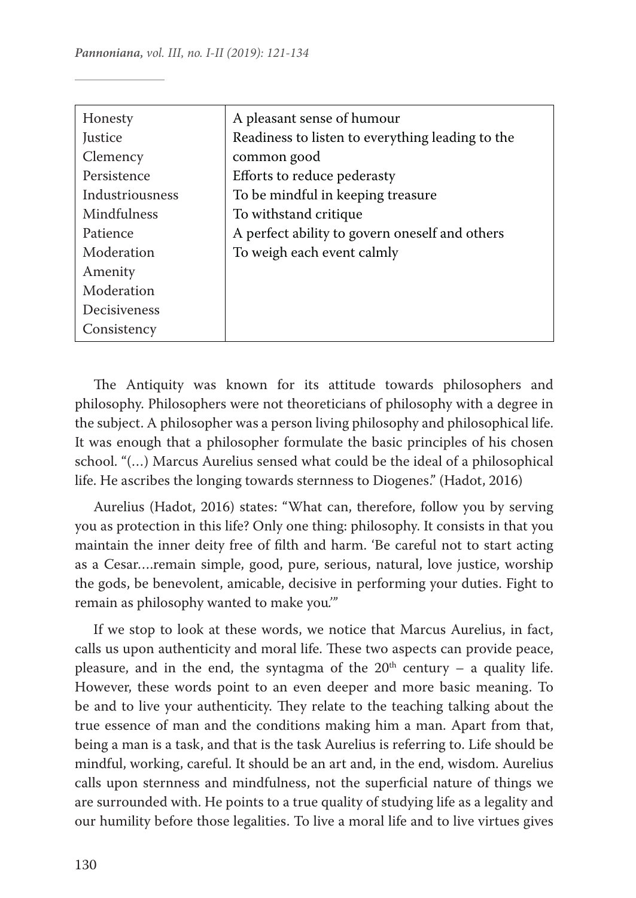| | |
|---|---|
| Honesty<br>Justice<br>Clemency<br>Persistence<br>Industriousness<br>Mindfulness<br>Patience<br>Moderation<br>Amenity<br>Moderation<br>Decisiveness<br>Consistency | A pleasant sense of humour<br>Readiness to listen to everything leading to the common good<br>Efforts to reduce pederasty<br>To be mindful in keeping treasure<br>To withstand critique<br>A perfect ability to govern oneself and others<br>To weigh each event calmly |

The Antiquity was known for its attitude towards philosophers and philosophy. Philosophers were not theoreticians of philosophy with a degree in the subject. A philosopher was a person living philosophy and philosophical life. It was enough that a philosopher formulate the basic principles of his chosen school. "(…) Marcus Aurelius sensed what could be the ideal of a philosophical life. He ascribes the longing towards sternness to Diogenes." (Hadot, 2016)

Aurelius (Hadot, 2016) states: "What can, therefore, follow you by serving you as protection in this life? Only one thing: philosophy. It consists in that you maintain the inner deity free of filth and harm. 'Be careful not to start acting as a Cesar….remain simple, good, pure, serious, natural, love justice, worship the gods, be benevolent, amicable, decisive in performing your duties. Fight to remain as philosophy wanted to make you.'"

If we stop to look at these words, we notice that Marcus Aurelius, in fact, calls us upon authenticity and moral life. These two aspects can provide peace, pleasure, and in the end, the syntagma of the 20th century – a quality life. However, these words point to an even deeper and more basic meaning. To be and to live your authenticity. They relate to the teaching talking about the true essence of man and the conditions making him a man. Apart from that, being a man is a task, and that is the task Aurelius is referring to. Life should be mindful, working, careful. It should be an art and, in the end, wisdom. Aurelius calls upon sternness and mindfulness, not the superficial nature of things we are surrounded with. He points to a true quality of studying life as a legality and our humility before those legalities. To live a moral life and to live virtues gives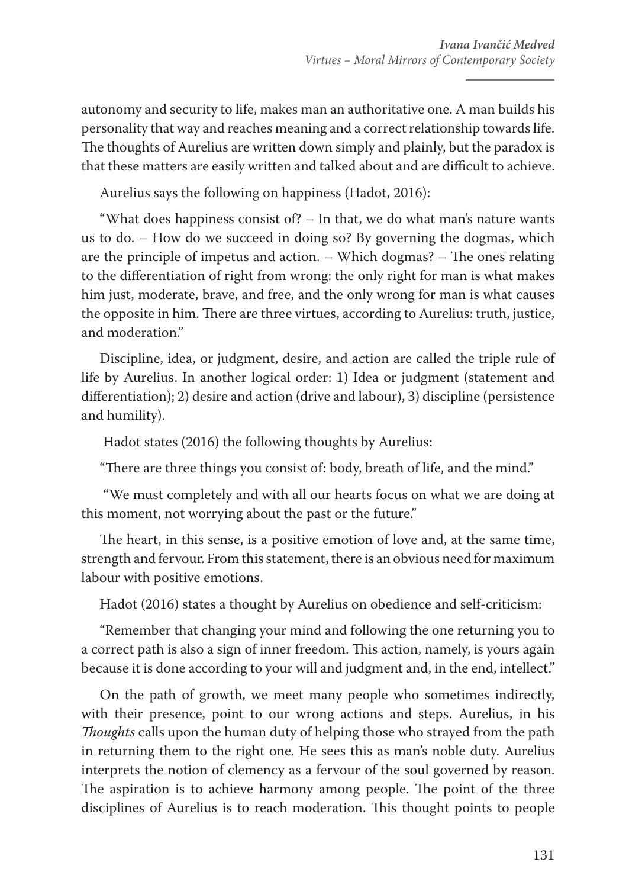autonomy and security to life, makes man an authoritative one. A man builds his personality that way and reaches meaning and a correct relationship towards life. The thoughts of Aurelius are written down simply and plainly, but the paradox is that these matters are easily written and talked about and are difficult to achieve.

Aurelius says the following on happiness (Hadot, 2016):

"What does happiness consist of? – In that, we do what man's nature wants us to do. – How do we succeed in doing so? By governing the dogmas, which are the principle of impetus and action. – Which dogmas? – The ones relating to the differentiation of right from wrong: the only right for man is what makes him just, moderate, brave, and free, and the only wrong for man is what causes the opposite in him. There are three virtues, according to Aurelius: truth, justice, and moderation."

Discipline, idea, or judgment, desire, and action are called the triple rule of life by Aurelius. In another logical order: 1) Idea or judgment (statement and differentiation); 2) desire and action (drive and labour), 3) discipline (persistence and humility).

Hadot states (2016) the following thoughts by Aurelius:

"There are three things you consist of: body, breath of life, and the mind."

"We must completely and with all our hearts focus on what we are doing at this moment, not worrying about the past or the future."

The heart, in this sense, is a positive emotion of love and, at the same time, strength and fervour. From this statement, there is an obvious need for maximum labour with positive emotions.

Hadot (2016) states a thought by Aurelius on obedience and self-criticism:

"Remember that changing your mind and following the one returning you to a correct path is also a sign of inner freedom. This action, namely, is yours again because it is done according to your will and judgment and, in the end, intellect."

On the path of growth, we meet many people who sometimes indirectly, with their presence, point to our wrong actions and steps. Aurelius, in his *Thoughts* calls upon the human duty of helping those who strayed from the path in returning them to the right one. He sees this as man's noble duty. Aurelius interprets the notion of clemency as a fervour of the soul governed by reason. The aspiration is to achieve harmony among people. The point of the three disciplines of Aurelius is to reach moderation. This thought points to people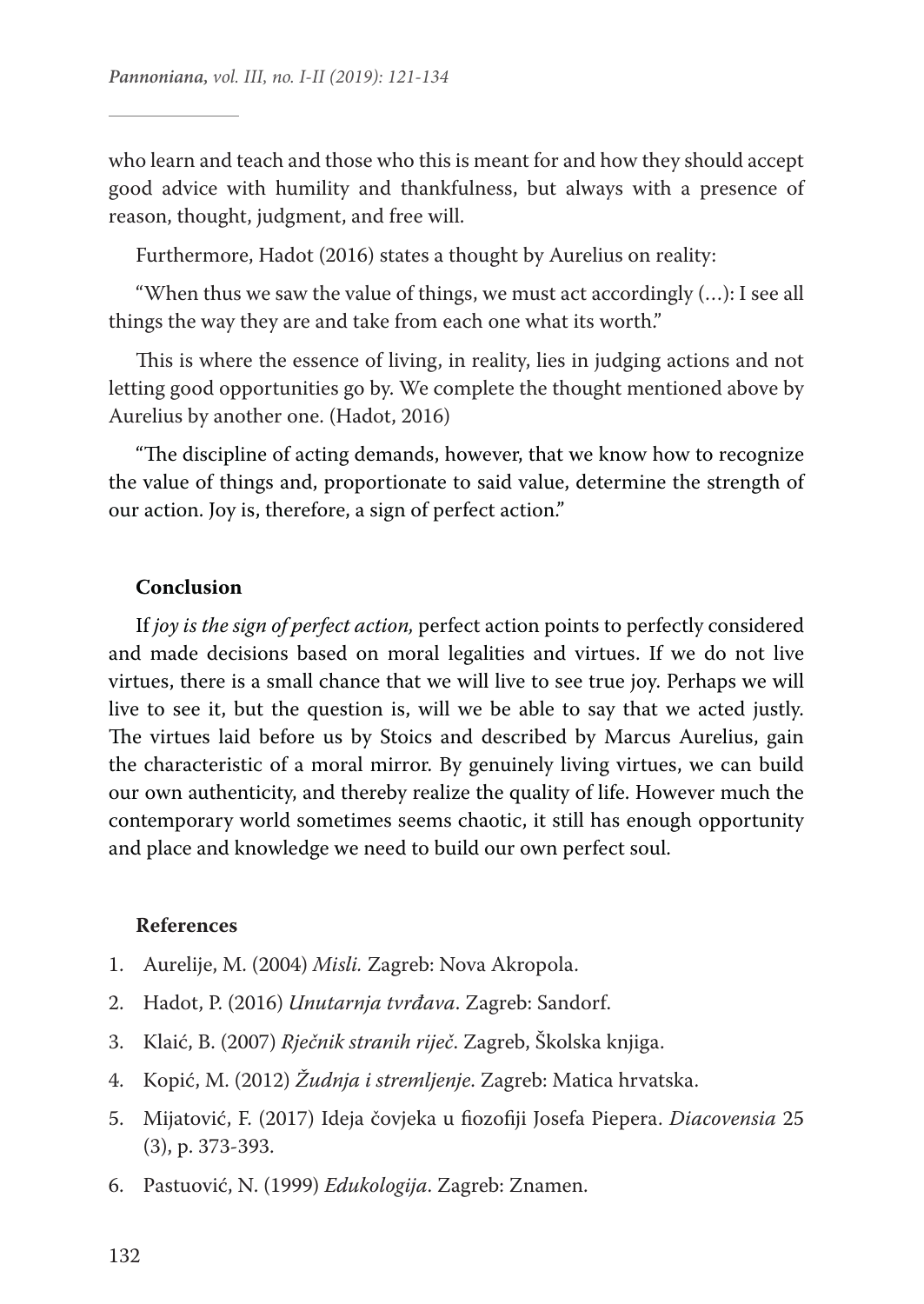who learn and teach and those who this is meant for and how they should accept good advice with humility and thankfulness, but always with a presence of reason, thought, judgment, and free will.

Furthermore, Hadot (2016) states a thought by Aurelius on reality:

"When thus we saw the value of things, we must act accordingly (…): I see all things the way they are and take from each one what its worth."

This is where the essence of living, in reality, lies in judging actions and not letting good opportunities go by. We complete the thought mentioned above by Aurelius by another one. (Hadot, 2016)

"The discipline of acting demands, however, that we know how to recognize the value of things and, proportionate to said value, determine the strength of our action. Joy is, therefore, a sign of perfect action."

## Conclusion

If *joy is the sign of perfect action,* perfect action points to perfectly considered and made decisions based on moral legalities and virtues. If we do not live virtues, there is a small chance that we will live to see true joy. Perhaps we will live to see it, but the question is, will we be able to say that we acted justly. The virtues laid before us by Stoics and described by Marcus Aurelius, gain the characteristic of a moral mirror. By genuinely living virtues, we can build our own authenticity, and thereby realize the quality of life. However much the contemporary world sometimes seems chaotic, it still has enough opportunity and place and knowledge we need to build our own perfect soul.

## References

1. Aurelije, M. (2004) *Misli.* Zagreb: Nova Akropola.
2. Hadot, P. (2016) *Unutarnja tvrđava*. Zagreb: Sandorf.
3. Klaić, B. (2007) *Rječnik stranih riječ*. Zagreb, Školska knjiga.
4. Kopić, M. (2012) *Žudnja i stremljenje*. Zagreb: Matica hrvatska.
5. Mijatović, F. (2017) Ideja čovjeka u fiozofiji Josefa Piepera. *Diacovensia* 25 (3), p. 373-393.
6. Pastuović, N. (1999) *Edukologija*. Zagreb: Znamen.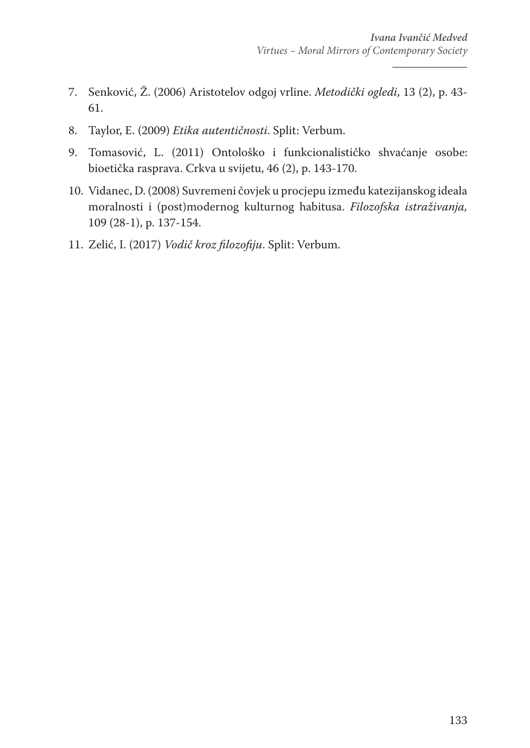7. Senković, Ž. (2006) Aristotelov odgoj vrline. *Metodički ogledi*, 13 (2), p. 43-61.
8. Taylor, E. (2009) *Etika autentičnosti*. Split: Verbum.
9. Tomasović, L. (2011) Ontološko i funkcionalističko shvaćanje osobe: bioetička rasprava. Crkva u svijetu, 46 (2), p. 143-170.
10. Vidanec, D. (2008) Suvremeni čovjek u procjepu između katezijanskog ideala moralnosti i (post)modernog kulturnog habitusa. *Filozofska istraživanja,* 109 (28-1), p. 137-154.
11. Zelić, I. (2017) *Vodič kroz filozofiju*. Split: Verbum.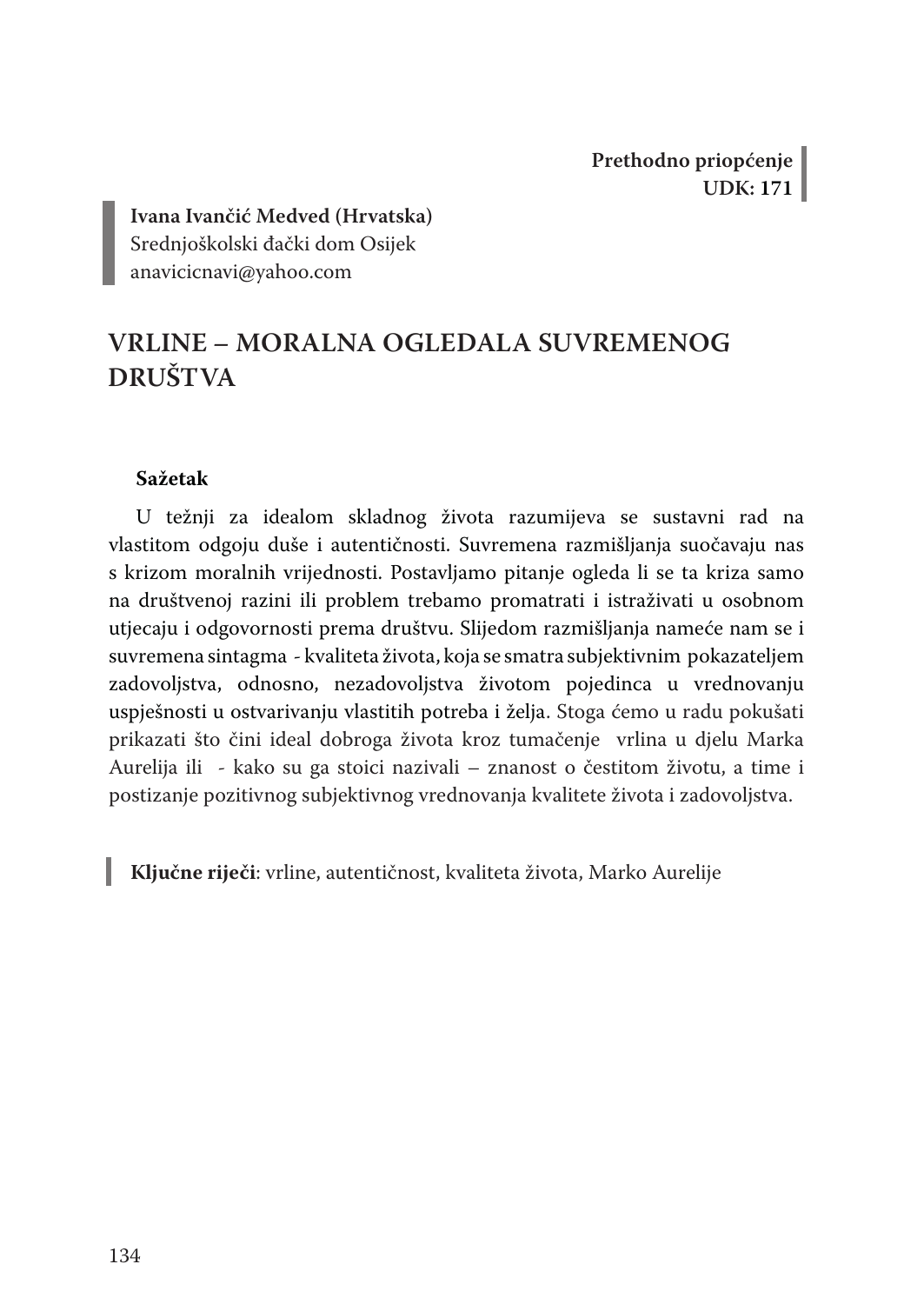**Prethodno priopćenje**
**UDK: 171**

**Ivana Ivančić Medved (Hrvatska)**
Srednjoškolski đački dom Osijek
anavicicnavi@yahoo.com

# VRLINE – MORALNA OGLEDALA SUVREMENOG DRUŠTVA

**Sažetak**

U težnji za idealom skladnog života razumijeva se sustavni rad na vlastitom odgoju duše i autentičnosti. Suvremena razmišljanja suočavaju nas s krizom moralnih vrijednosti. Postavljamo pitanje ogleda li se ta kriza samo na društvenoj razini ili problem trebamo promatrati i istraživati u osobnom utjecaju i odgovornosti prema društvu. Slijedom razmišljanja nameće nam se i suvremena sintagma - kvaliteta života, koja se smatra subjektivnim pokazateljem zadovoljstva, odnosno, nezadovoljstva životom pojedinca u vrednovanju uspješnosti u ostvarivanju vlastitih potreba i želja. Stoga ćemo u radu pokušati prikazati što čini ideal dobroga života kroz tumačenje vrlina u djelu Marka Aurelija ili - kako su ga stoici nazivali – znanost o čestitom životu, a time i postizanje pozitivnog subjektivnog vrednovanja kvalitete života i zadovoljstva.

**Ključne riječi**: vrline, autentičnost, kvaliteta života, Marko Aurelije